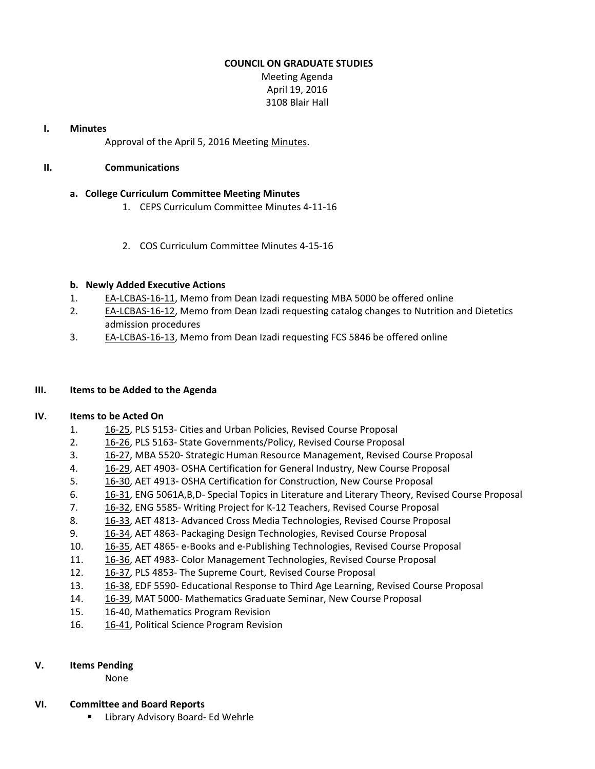**COUNCIL ON GRADUATE STUDIES**

Meeting Agenda
April 19, 2016
3108 Blair Hall

**I. Minutes**

Approval of the April 5, 2016 Meeting Minutes.

**II. Communications**

**a. College Curriculum Committee Meeting Minutes**

1. CEPS Curriculum Committee Minutes 4-11-16
2. COS Curriculum Committee Minutes 4-15-16

**b. Newly Added Executive Actions**

1. EA-LCBAS-16-11, Memo from Dean Izadi requesting MBA 5000 be offered online
2. EA-LCBAS-16-12, Memo from Dean Izadi requesting catalog changes to Nutrition and Dietetics admission procedures
3. EA-LCBAS-16-13, Memo from Dean Izadi requesting FCS 5846 be offered online

**III. Items to be Added to the Agenda**

**IV. Items to be Acted On**

1. 16-25, PLS 5153- Cities and Urban Policies, Revised Course Proposal
2. 16-26, PLS 5163- State Governments/Policy, Revised Course Proposal
3. 16-27, MBA 5520- Strategic Human Resource Management, Revised Course Proposal
4. 16-29, AET 4903- OSHA Certification for General Industry, New Course Proposal
5. 16-30, AET 4913- OSHA Certification for Construction, New Course Proposal
6. 16-31, ENG 5061A,B,D- Special Topics in Literature and Literary Theory, Revised Course Proposal
7. 16-32, ENG 5585- Writing Project for K-12 Teachers, Revised Course Proposal
8. 16-33, AET 4813- Advanced Cross Media Technologies, Revised Course Proposal
9. 16-34, AET 4863- Packaging Design Technologies, Revised Course Proposal
10. 16-35, AET 4865- e-Books and e-Publishing Technologies, Revised Course Proposal
11. 16-36, AET 4983- Color Management Technologies, Revised Course Proposal
12. 16-37, PLS 4853- The Supreme Court, Revised Course Proposal
13. 16-38, EDF 5590- Educational Response to Third Age Learning, Revised Course Proposal
14. 16-39, MAT 5000- Mathematics Graduate Seminar, New Course Proposal
15. 16-40, Mathematics Program Revision
16. 16-41, Political Science Program Revision

**V. Items Pending**

None

**VI. Committee and Board Reports**

- Library Advisory Board- Ed Wehrle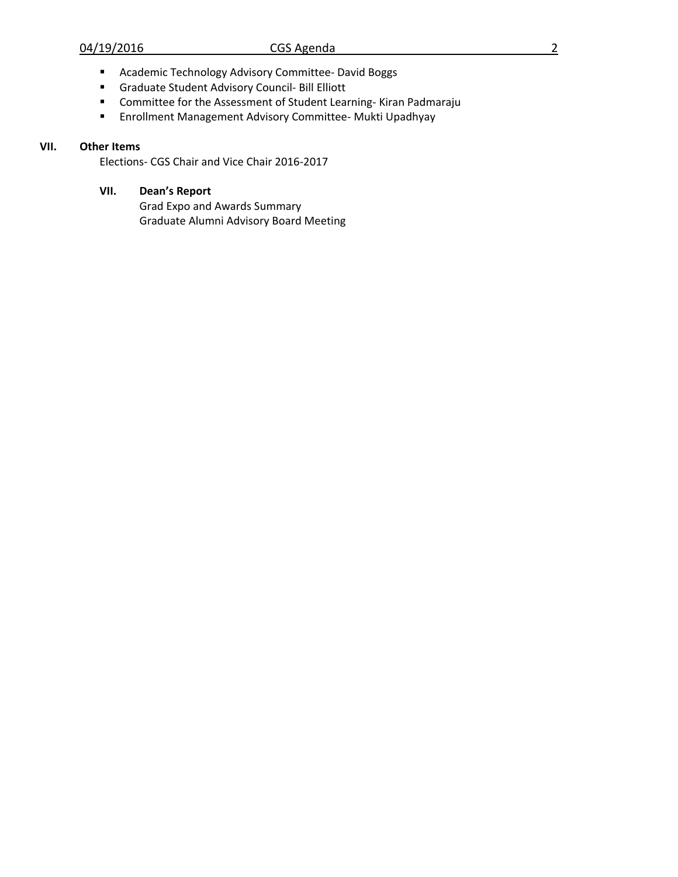- Academic Technology Advisory Committee- David Boggs
- Graduate Student Advisory Council- Bill Elliott
- Committee for the Assessment of Student Learning- Kiran Padmaraju
- Enrollment Management Advisory Committee- Mukti Upadhyay

**VII. Other Items**

Elections- CGS Chair and Vice Chair 2016-2017

**VII. Dean's Report**

Grad Expo and Awards Summary

Graduate Alumni Advisory Board Meeting